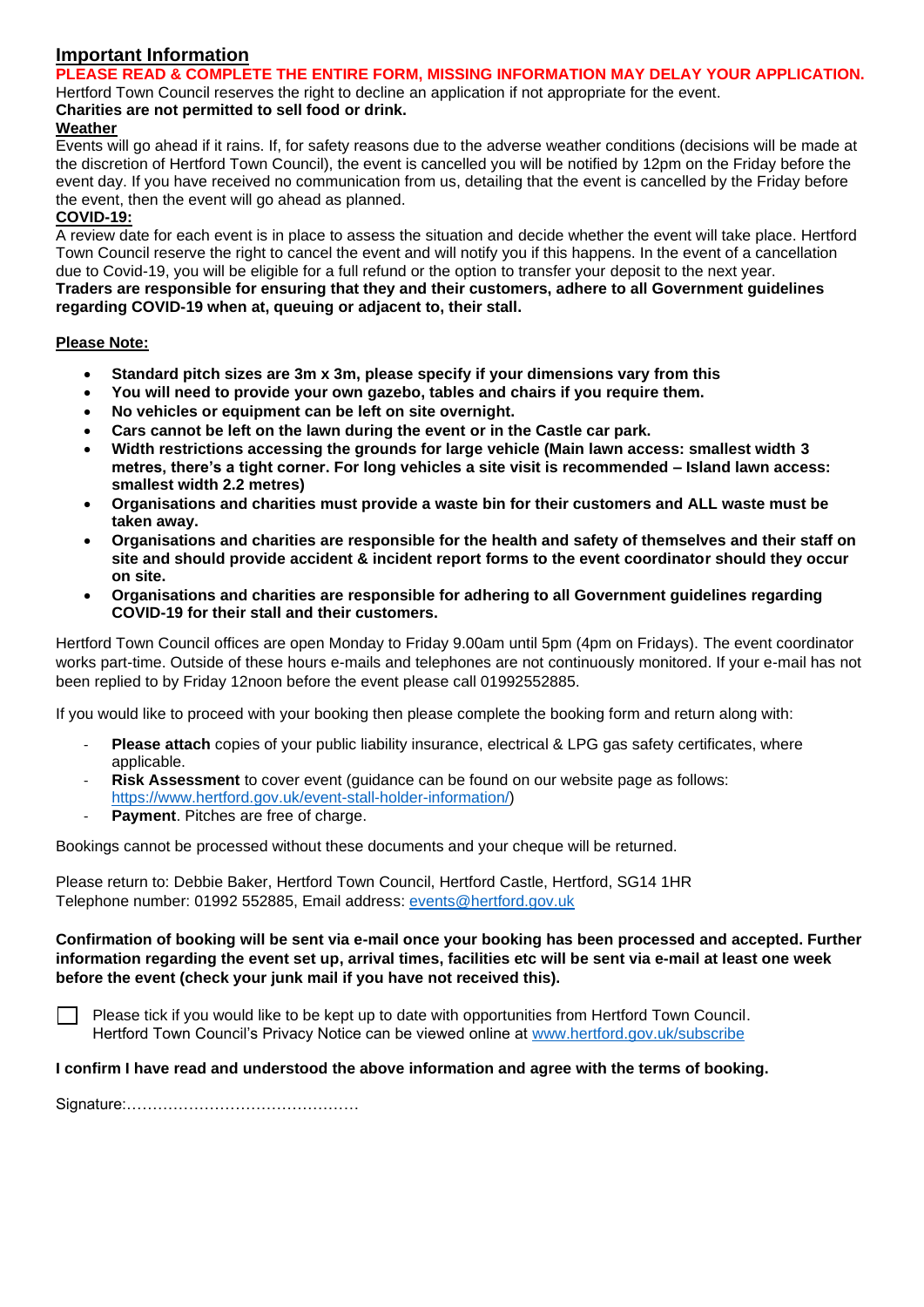## Important Information

**PLEASE READ & COMPLETE THE ENTIRE FORM, MISSING INFORMATION MAY DELAY YOUR APPLICATION.**

Hertford Town Council reserves the right to decline an application if not appropriate for the event.

**Charities are not permitted to sell food or drink.**

**Weather**

Events will go ahead if it rains. If, for safety reasons due to the adverse weather conditions (decisions will be made at the discretion of Hertford Town Council), the event is cancelled you will be notified by 12pm on the Friday before the event day. If you have received no communication from us, detailing that the event is cancelled by the Friday before the event, then the event will go ahead as planned.

**COVID-19:**

A review date for each event is in place to assess the situation and decide whether the event will take place. Hertford Town Council reserve the right to cancel the event and will notify you if this happens. In the event of a cancellation due to Covid-19, you will be eligible for a full refund or the option to transfer your deposit to the next year.

**Traders are responsible for ensuring that they and their customers, adhere to all Government guidelines regarding COVID-19 when at, queuing or adjacent to, their stall.**

**Please Note:**

- **Standard pitch sizes are 3m x 3m, please specify if your dimensions vary from this**
- **You will need to provide your own gazebo, tables and chairs if you require them.**
- **No vehicles or equipment can be left on site overnight.**
- **Cars cannot be left on the lawn during the event or in the Castle car park.**
- **Width restrictions accessing the grounds for large vehicle (Main lawn access: smallest width 3 metres, there's a tight corner. For long vehicles a site visit is recommended – Island lawn access: smallest width 2.2 metres)**
- **Organisations and charities must provide a waste bin for their customers and ALL waste must be taken away.**
- **Organisations and charities are responsible for the health and safety of themselves and their staff on site and should provide accident & incident report forms to the event coordinator should they occur on site.**
- **Organisations and charities are responsible for adhering to all Government guidelines regarding COVID-19 for their stall and their customers.**

Hertford Town Council offices are open Monday to Friday 9.00am until 5pm (4pm on Fridays). The event coordinator works part-time. Outside of these hours e-mails and telephones are not continuously monitored. If your e-mail has not been replied to by Friday 12noon before the event please call 01992552885.

If you would like to proceed with your booking then please complete the booking form and return along with:

- **Please attach** copies of your public liability insurance, electrical & LPG gas safety certificates, where applicable.
- **Risk Assessment** to cover event (guidance can be found on our website page as follows: https://www.hertford.gov.uk/event-stall-holder-information/)
- **Payment**. Pitches are free of charge.

Bookings cannot be processed without these documents and your cheque will be returned.

Please return to: Debbie Baker, Hertford Town Council, Hertford Castle, Hertford, SG14 1HR
Telephone number: 01992 552885, Email address: events@hertford.gov.uk

**Confirmation of booking will be sent via e-mail once your booking has been processed and accepted. Further information regarding the event set up, arrival times, facilities etc will be sent via e-mail at least one week before the event (check your junk mail if you have not received this).**

☐ Please tick if you would like to be kept up to date with opportunities from Hertford Town Council. Hertford Town Council's Privacy Notice can be viewed online at www.hertford.gov.uk/subscribe

**I confirm I have read and understood the above information and agree with the terms of booking.**

Signature:……………………………………..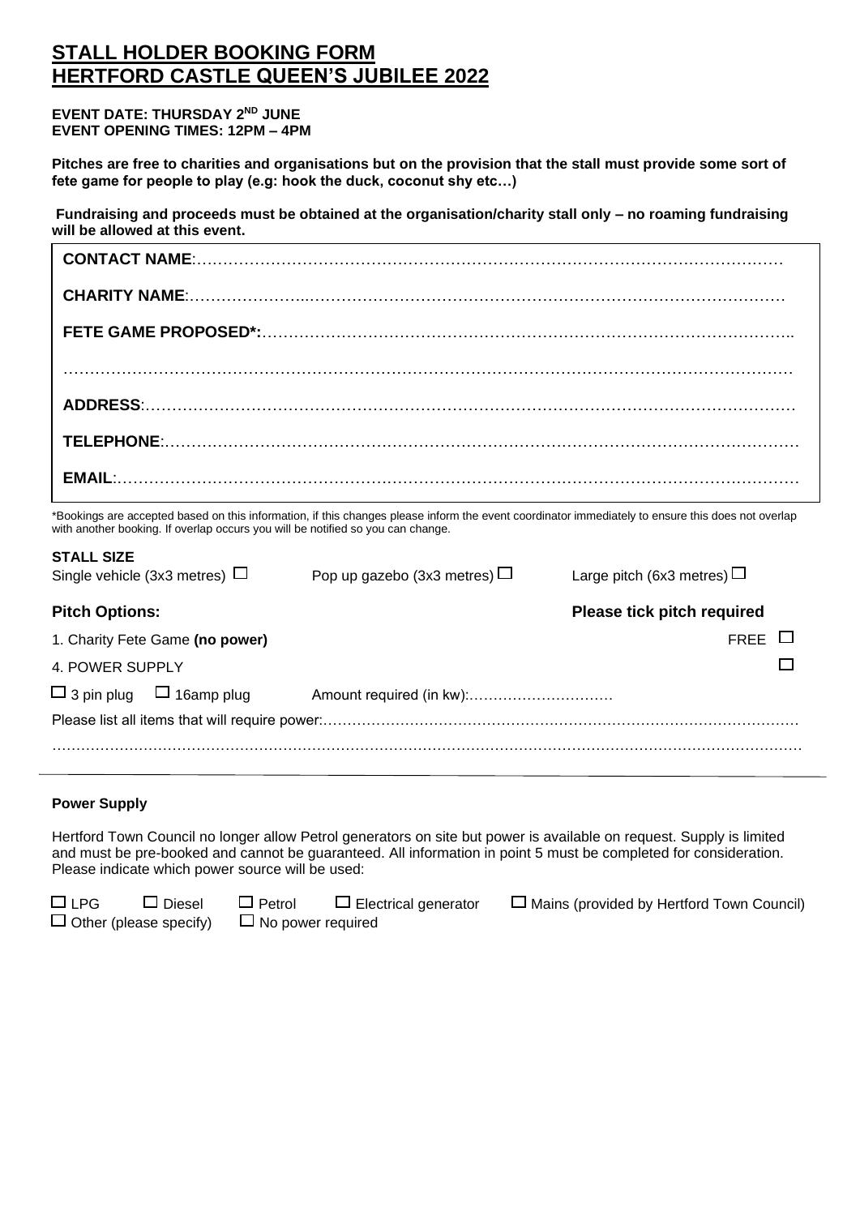# STALL HOLDER BOOKING FORM
# HERTFORD CASTLE QUEEN'S JUBILEE 2022

**EVENT DATE: THURSDAY 2ND JUNE**
**EVENT OPENING TIMES: 12PM – 4PM**

**Pitches are free to charities and organisations but on the provision that the stall must provide some sort of fete game for people to play (e.g: hook the duck, coconut shy etc…)**

**Fundraising and proceeds must be obtained at the organisation/charity stall only – no roaming fundraising will be allowed at this event.**

**CONTACT NAME**:……………………………………………………………………………………………

**CHARITY NAME**:……………………………………………………………………………………………

**FETE GAME PROPOSED\*:**…………………………………………………………………………………..

………………………………………………………………………………………………………………

**ADDRESS**:……………………………………………………………………………………………………

**TELEPHONE**:…………………………………………………………………………………………………

**EMAIL**:………………………………………………………………………………………………………

*Bookings are accepted based on this information, if this changes please inform the event coordinator immediately to ensure this does not overlap with another booking. If overlap occurs you will be notified so you can change.

**STALL SIZE**

Single vehicle (3x3 metres) ☐ Pop up gazebo (3x3 metres) ☐ Large pitch (6x3 metres) ☐

**Pitch Options:** **Please tick pitch required**

1. Charity Fete Game **(no power)** FREE ☐

4. POWER SUPPLY ☐

☐ 3 pin plug ☐ 16amp plug Amount required (in kw):…………………………

Please list all items that will require power:……………………………………………………………………………

…………………………………………………………………………………………………………………………

**Power Supply**

Hertford Town Council no longer allow Petrol generators on site but power is available on request. Supply is limited and must be pre-booked and cannot be guaranteed. All information in point 5 must be completed for consideration. Please indicate which power source will be used:

☐ LPG ☐ Diesel ☐ Petrol ☐ Electrical generator ☐ Mains (provided by Hertford Town Council)
☐ Other (please specify) ☐ No power required